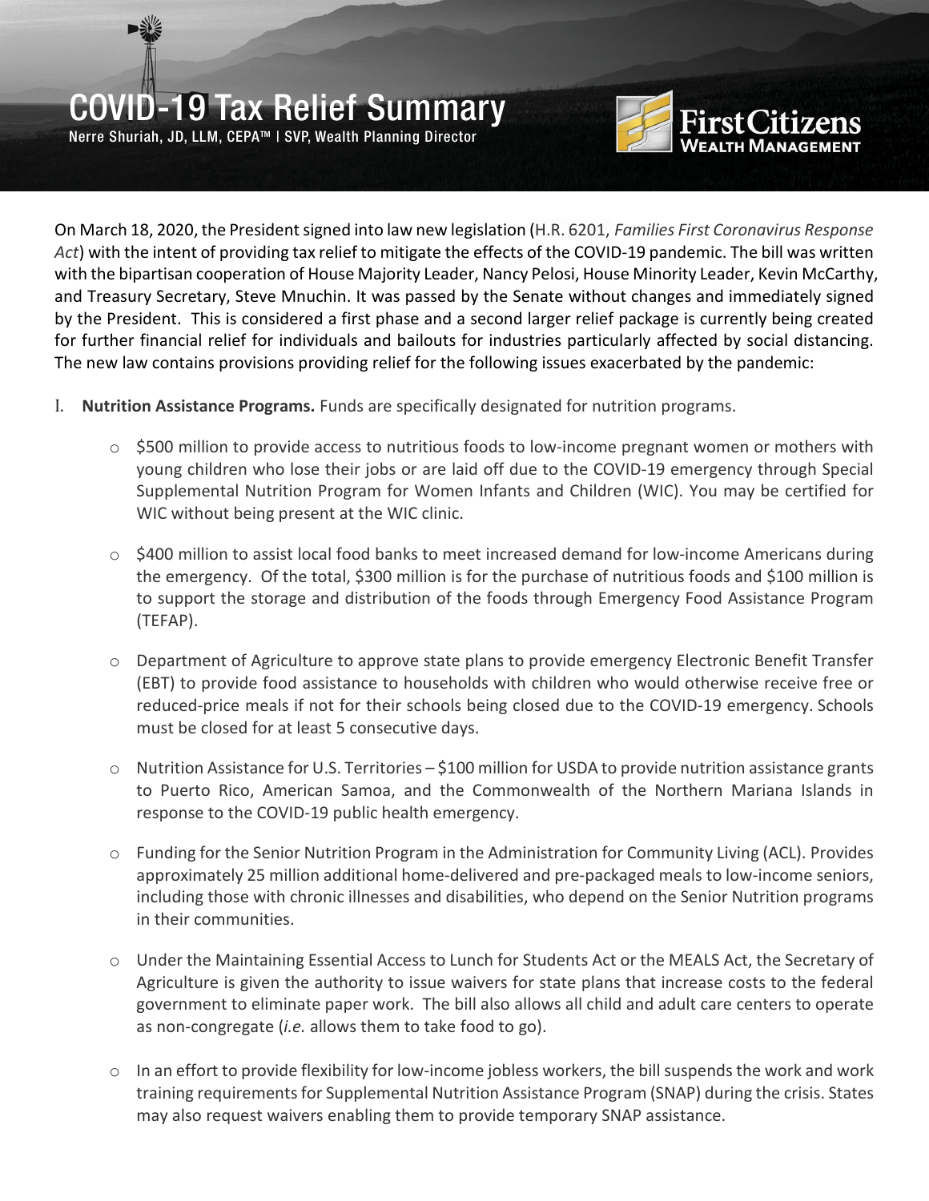# COVID-19 Tax Relief Summary

Nerre Shuriah, JD, LLM, CEPA™ | SVP, Wealth Planning Director

First Citizens Wealth Management

On March 18, 2020, the President signed into law new legislation (H.R. 6201, *Families First Coronavirus Response Act*) with the intent of providing tax relief to mitigate the effects of the COVID-19 pandemic. The bill was written with the bipartisan cooperation of House Majority Leader, Nancy Pelosi, House Minority Leader, Kevin McCarthy, and Treasury Secretary, Steve Mnuchin. It was passed by the Senate without changes and immediately signed by the President. This is considered a first phase and a second larger relief package is currently being created for further financial relief for individuals and bailouts for industries particularly affected by social distancing. The new law contains provisions providing relief for the following issues exacerbated by the pandemic:

I. **Nutrition Assistance Programs.** Funds are specifically designated for nutrition programs.

- $500 million to provide access to nutritious foods to low-income pregnant women or mothers with young children who lose their jobs or are laid off due to the COVID-19 emergency through Special Supplemental Nutrition Program for Women Infants and Children (WIC). You may be certified for WIC without being present at the WIC clinic.
- $400 million to assist local food banks to meet increased demand for low-income Americans during the emergency. Of the total, $300 million is for the purchase of nutritious foods and $100 million is to support the storage and distribution of the foods through Emergency Food Assistance Program (TEFAP).
- Department of Agriculture to approve state plans to provide emergency Electronic Benefit Transfer (EBT) to provide food assistance to households with children who would otherwise receive free or reduced-price meals if not for their schools being closed due to the COVID-19 emergency. Schools must be closed for at least 5 consecutive days.
- Nutrition Assistance for U.S. Territories – $100 million for USDA to provide nutrition assistance grants to Puerto Rico, American Samoa, and the Commonwealth of the Northern Mariana Islands in response to the COVID-19 public health emergency.
- Funding for the Senior Nutrition Program in the Administration for Community Living (ACL). Provides approximately 25 million additional home-delivered and pre-packaged meals to low-income seniors, including those with chronic illnesses and disabilities, who depend on the Senior Nutrition programs in their communities.
- Under the Maintaining Essential Access to Lunch for Students Act or the MEALS Act, the Secretary of Agriculture is given the authority to issue waivers for state plans that increase costs to the federal government to eliminate paper work. The bill also allows all child and adult care centers to operate as non-congregate (*i.e.* allows them to take food to go).
- In an effort to provide flexibility for low-income jobless workers, the bill suspends the work and work training requirements for Supplemental Nutrition Assistance Program (SNAP) during the crisis. States may also request waivers enabling them to provide temporary SNAP assistance.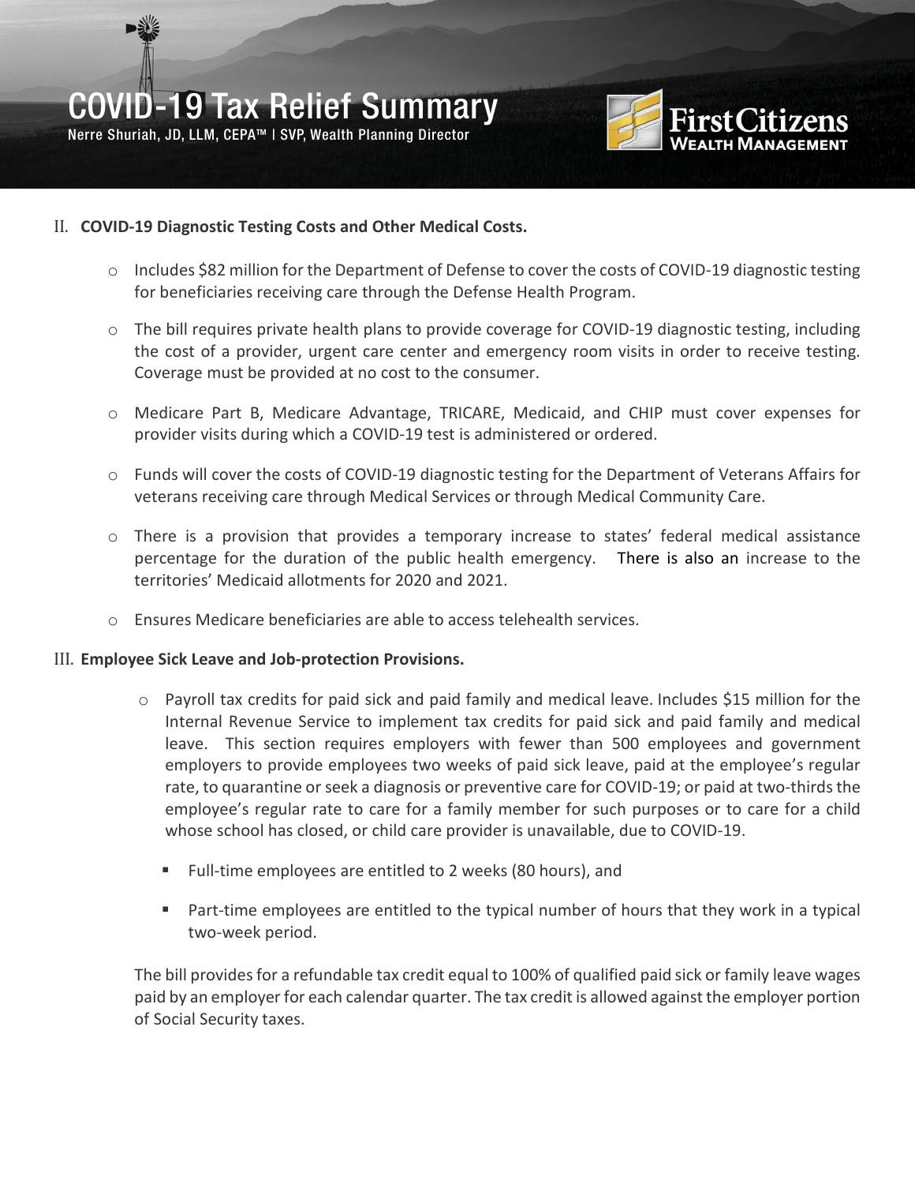## II. COVID-19 Diagnostic Testing Costs and Other Medical Costs.

- Includes $82 million for the Department of Defense to cover the costs of COVID-19 diagnostic testing for beneficiaries receiving care through the Defense Health Program.
- The bill requires private health plans to provide coverage for COVID-19 diagnostic testing, including the cost of a provider, urgent care center and emergency room visits in order to receive testing. Coverage must be provided at no cost to the consumer.
- Medicare Part B, Medicare Advantage, TRICARE, Medicaid, and CHIP must cover expenses for provider visits during which a COVID-19 test is administered or ordered.
- Funds will cover the costs of COVID-19 diagnostic testing for the Department of Veterans Affairs for veterans receiving care through Medical Services or through Medical Community Care.
- There is a provision that provides a temporary increase to states' federal medical assistance percentage for the duration of the public health emergency. There is also an increase to the territories' Medicaid allotments for 2020 and 2021.
- Ensures Medicare beneficiaries are able to access telehealth services.

## III. Employee Sick Leave and Job-protection Provisions.

- Payroll tax credits for paid sick and paid family and medical leave. Includes $15 million for the Internal Revenue Service to implement tax credits for paid sick and paid family and medical leave. This section requires employers with fewer than 500 employees and government employers to provide employees two weeks of paid sick leave, paid at the employee's regular rate, to quarantine or seek a diagnosis or preventive care for COVID-19; or paid at two-thirds the employee's regular rate to care for a family member for such purposes or to care for a child whose school has closed, or child care provider is unavailable, due to COVID-19.
  - Full-time employees are entitled to 2 weeks (80 hours), and
  - Part-time employees are entitled to the typical number of hours that they work in a typical two-week period.

The bill provides for a refundable tax credit equal to 100% of qualified paid sick or family leave wages paid by an employer for each calendar quarter. The tax credit is allowed against the employer portion of Social Security taxes.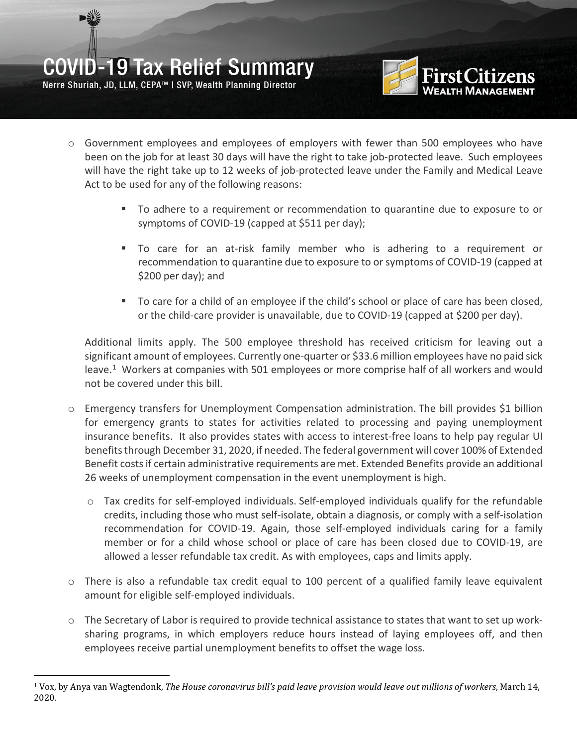- Government employees and employees of employers with fewer than 500 employees who have been on the job for at least 30 days will have the right to take job-protected leave. Such employees will have the right take up to 12 weeks of job-protected leave under the Family and Medical Leave Act to be used for any of the following reasons:

    - To adhere to a requirement or recommendation to quarantine due to exposure to or symptoms of COVID-19 (capped at $511 per day);

    - To care for an at-risk family member who is adhering to a requirement or recommendation to quarantine due to exposure to or symptoms of COVID-19 (capped at $200 per day); and

    - To care for a child of an employee if the child's school or place of care has been closed, or the child-care provider is unavailable, due to COVID-19 (capped at $200 per day).

  Additional limits apply. The 500 employee threshold has received criticism for leaving out a significant amount of employees. Currently one-quarter or $33.6 million employees have no paid sick leave.[1] Workers at companies with 501 employees or more comprise half of all workers and would not be covered under this bill.

- Emergency transfers for Unemployment Compensation administration. The bill provides $1 billion for emergency grants to states for activities related to processing and paying unemployment insurance benefits. It also provides states with access to interest-free loans to help pay regular UI benefits through December 31, 2020, if needed. The federal government will cover 100% of Extended Benefit costs if certain administrative requirements are met. Extended Benefits provide an additional 26 weeks of unemployment compensation in the event unemployment is high.

- Tax credits for self-employed individuals. Self-employed individuals qualify for the refundable credits, including those who must self-isolate, obtain a diagnosis, or comply with a self-isolation recommendation for COVID-19. Again, those self-employed individuals caring for a family member or for a child whose school or place of care has been closed due to COVID-19, are allowed a lesser refundable tax credit. As with employees, caps and limits apply.

- There is also a refundable tax credit equal to 100 percent of a qualified family leave equivalent amount for eligible self-employed individuals.

- The Secretary of Labor is required to provide technical assistance to states that want to set up work-sharing programs, in which employers reduce hours instead of laying employees off, and then employees receive partial unemployment benefits to offset the wage loss.

---

[1] Vox, by Anya van Wagtendonk, *The House coronavirus bill's paid leave provision would leave out millions of workers*, March 14, 2020.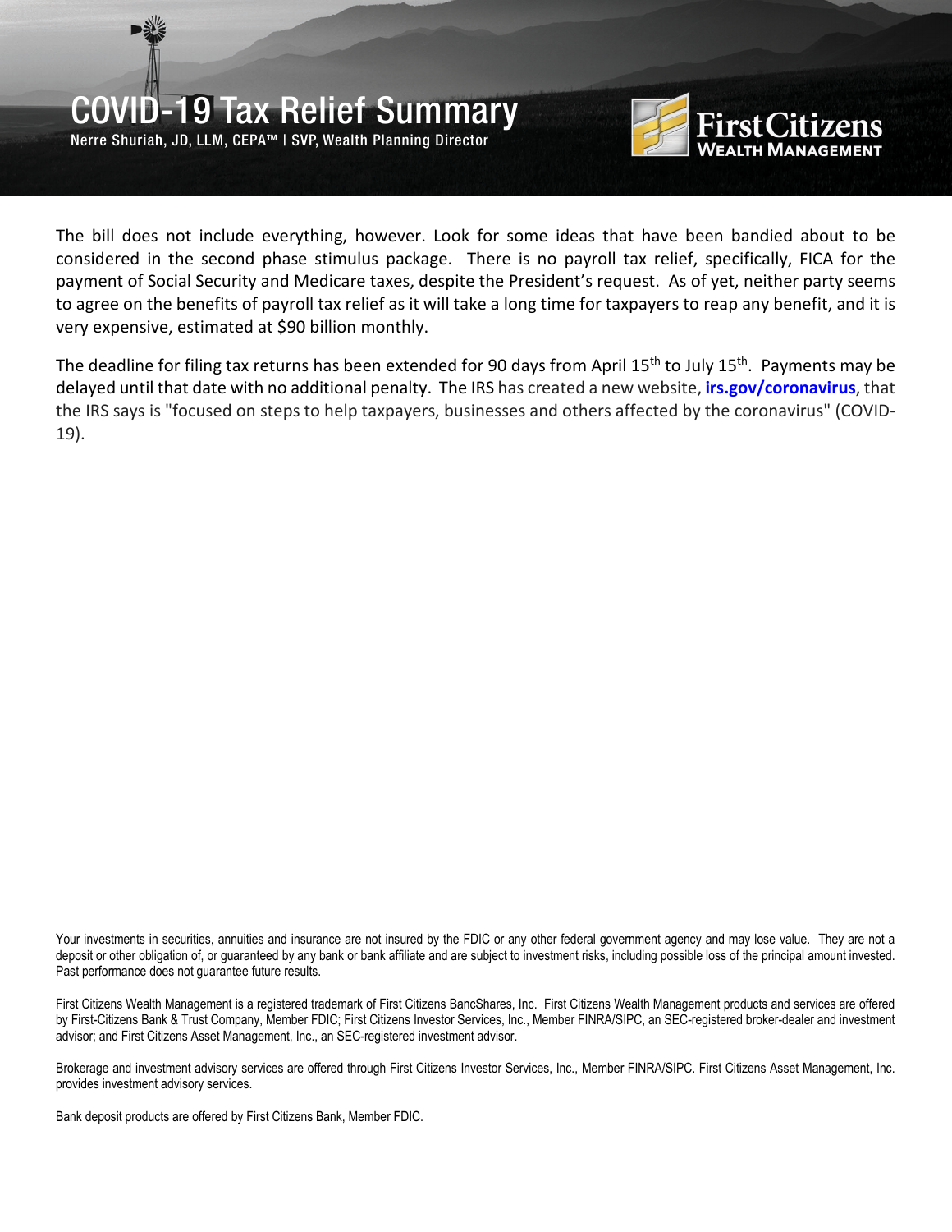# COVID-19 Tax Relief Summary

Nerre Shuriah, JD, LLM, CEPA™ | SVP, Wealth Planning Director

The bill does not include everything, however. Look for some ideas that have been bandied about to be considered in the second phase stimulus package. There is no payroll tax relief, specifically, FICA for the payment of Social Security and Medicare taxes, despite the President's request. As of yet, neither party seems to agree on the benefits of payroll tax relief as it will take a long time for taxpayers to reap any benefit, and it is very expensive, estimated at $90 billion monthly.

The deadline for filing tax returns has been extended for 90 days from April 15th to July 15th. Payments may be delayed until that date with no additional penalty. The IRS has created a new website, **irs.gov/coronavirus**, that the IRS says is "focused on steps to help taxpayers, businesses and others affected by the coronavirus" (COVID-19).

Your investments in securities, annuities and insurance are not insured by the FDIC or any other federal government agency and may lose value. They are not a deposit or other obligation of, or guaranteed by any bank or bank affiliate and are subject to investment risks, including possible loss of the principal amount invested. Past performance does not guarantee future results.

First Citizens Wealth Management is a registered trademark of First Citizens BancShares, Inc. First Citizens Wealth Management products and services are offered by First-Citizens Bank & Trust Company, Member FDIC; First Citizens Investor Services, Inc., Member FINRA/SIPC, an SEC-registered broker-dealer and investment advisor; and First Citizens Asset Management, Inc., an SEC-registered investment advisor.

Brokerage and investment advisory services are offered through First Citizens Investor Services, Inc., Member FINRA/SIPC. First Citizens Asset Management, Inc. provides investment advisory services.

Bank deposit products are offered by First Citizens Bank, Member FDIC.